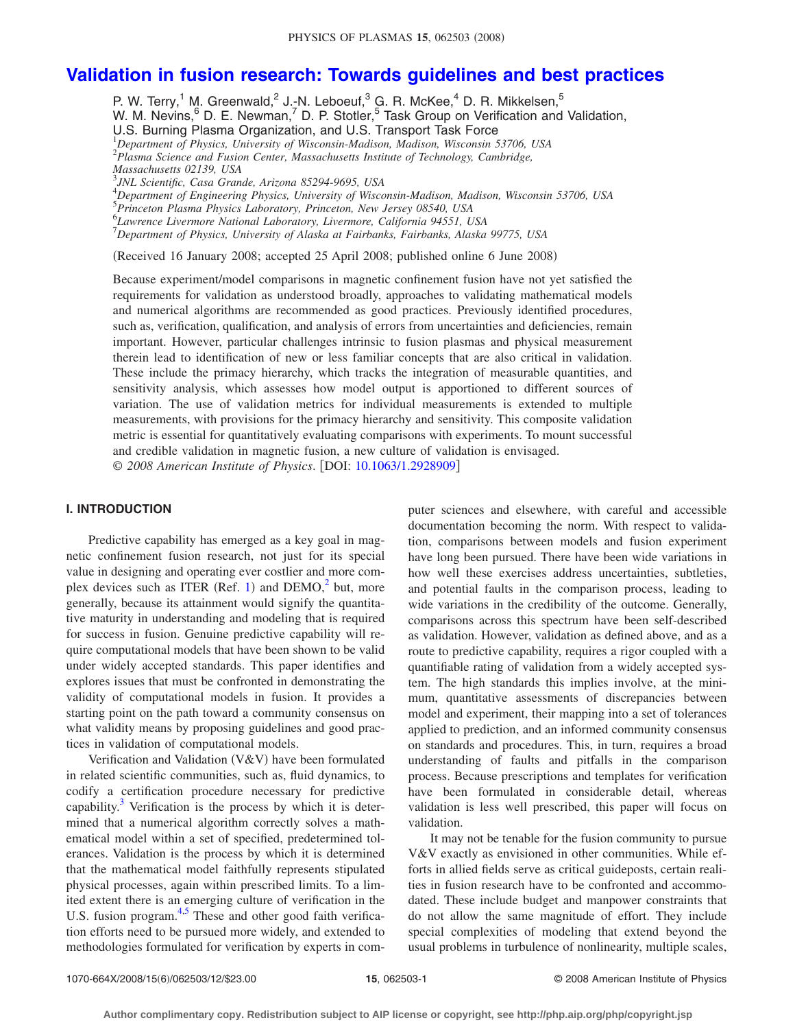# Validation in fusion research: Towards guidelines and best practices

P. W. Terry,[1] M. Greenwald,[2] J.-N. Leboeuf,[3] G. R. McKee,[4] D. R. Mikkelsen,[5] W. M. Nevins,[6] D. E. Newman,[7] D. P. Stotler,[5] Task Group on Verification and Validation, U.S. Burning Plasma Organization, and U.S. Transport Task Force

[1]*Department of Physics, University of Wisconsin-Madison, Madison, Wisconsin 53706, USA*
[2]*Plasma Science and Fusion Center, Massachusetts Institute of Technology, Cambridge, Massachusetts 02139, USA*
[3]*JNL Scientific, Casa Grande, Arizona 85294-9695, USA*
[4]*Department of Engineering Physics, University of Wisconsin-Madison, Madison, Wisconsin 53706, USA*
[5]*Princeton Plasma Physics Laboratory, Princeton, New Jersey 08540, USA*
[6]*Lawrence Livermore National Laboratory, Livermore, California 94551, USA*
[7]*Department of Physics, University of Alaska at Fairbanks, Fairbanks, Alaska 99775, USA*

(Received 16 January 2008; accepted 25 April 2008; published online 6 June 2008)

Because experiment/model comparisons in magnetic confinement fusion have not yet satisfied the requirements for validation as understood broadly, approaches to validating mathematical models and numerical algorithms are recommended as good practices. Previously identified procedures, such as, verification, qualification, and analysis of errors from uncertainties and deficiencies, remain important. However, particular challenges intrinsic to fusion plasmas and physical measurement therein lead to identification of new or less familiar concepts that are also critical in validation. These include the primacy hierarchy, which tracks the integration of measurable quantities, and sensitivity analysis, which assesses how model output is apportioned to different sources of variation. The use of validation metrics for individual measurements is extended to multiple measurements, with provisions for the primacy hierarchy and sensitivity. This composite validation metric is essential for quantitatively evaluating comparisons with experiments. To mount successful and credible validation in magnetic fusion, a new culture of validation is envisaged. © *2008 American Institute of Physics*. [DOI: 10.1063/1.2928909]

## I. INTRODUCTION

Predictive capability has emerged as a key goal in magnetic confinement fusion research, not just for its special value in designing and operating ever costlier and more complex devices such as ITER (Ref. 1) and DEMO,[2] but, more generally, because its attainment would signify the quantitative maturity in understanding and modeling that is required for success in fusion. Genuine predictive capability will require computational models that have been shown to be valid under widely accepted standards. This paper identifies and explores issues that must be confronted in demonstrating the validity of computational models in fusion. It provides a starting point on the path toward a community consensus on what validity means by proposing guidelines and good practices in validation of computational models.

Verification and Validation (V&V) have been formulated in related scientific communities, such as, fluid dynamics, to codify a certification procedure necessary for predictive capability.[3] Verification is the process by which it is determined that a numerical algorithm correctly solves a mathematical model within a set of specified, predetermined tolerances. Validation is the process by which it is determined that the mathematical model faithfully represents stipulated physical processes, again within prescribed limits. To a limited extent there is an emerging culture of verification in the U.S. fusion program.[4,5] These and other good faith verification efforts need to be pursued more widely, and extended to methodologies formulated for verification by experts in computer sciences and elsewhere, with careful and accessible documentation becoming the norm. With respect to validation, comparisons between models and fusion experiment have long been pursued. There have been wide variations in how well these exercises address uncertainties, subtleties, and potential faults in the comparison process, leading to wide variations in the credibility of the outcome. Generally, comparisons across this spectrum have been self-described as validation. However, validation as defined above, and as a route to predictive capability, requires a rigor coupled with a quantifiable rating of validation from a widely accepted system. The high standards this implies involve, at the minimum, quantitative assessments of discrepancies between model and experiment, their mapping into a set of tolerances applied to prediction, and an informed community consensus on standards and procedures. This, in turn, requires a broad understanding of faults and pitfalls in the comparison process. Because prescriptions and templates for verification have been formulated in considerable detail, whereas validation is less well prescribed, this paper will focus on validation.

It may not be tenable for the fusion community to pursue V&V exactly as envisioned in other communities. While efforts in allied fields serve as critical guideposts, certain realities in fusion research have to be confronted and accommodated. These include budget and manpower constraints that do not allow the same magnitude of effort. They include special complexities of modeling that extend beyond the usual problems in turbulence of nonlinearity, multiple scales,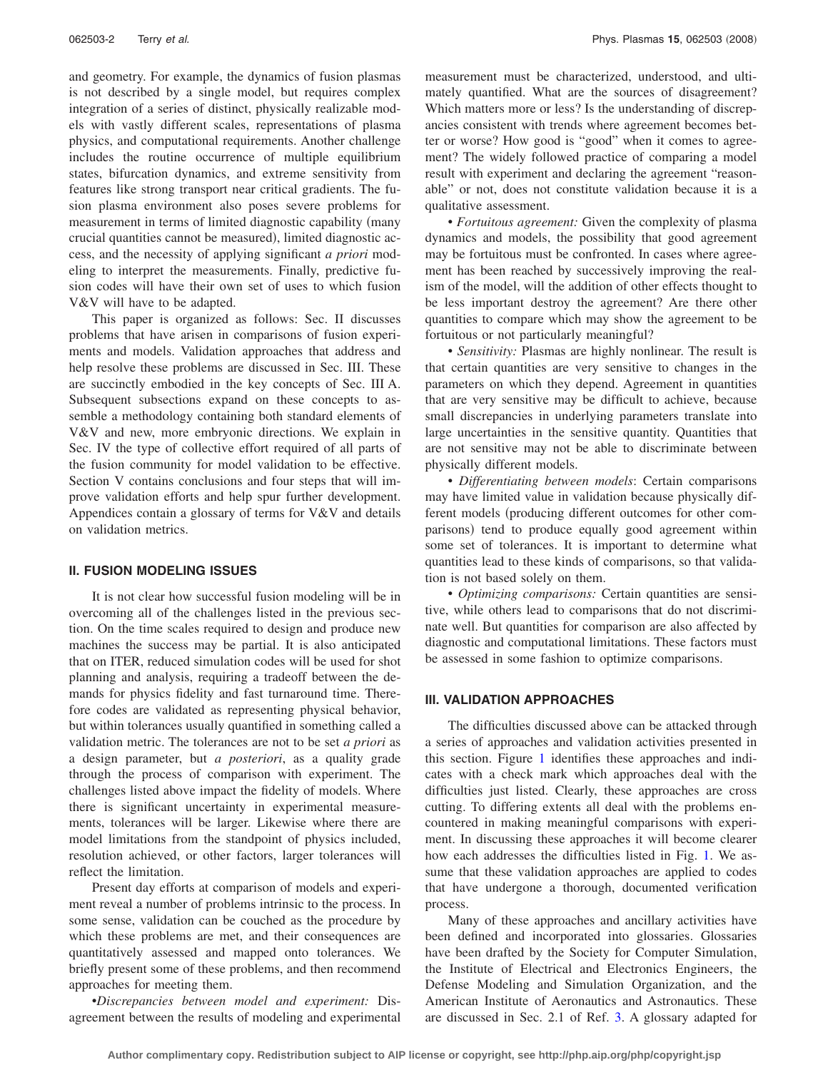and geometry. For example, the dynamics of fusion plasmas is not described by a single model, but requires complex integration of a series of distinct, physically realizable models with vastly different scales, representations of plasma physics, and computational requirements. Another challenge includes the routine occurrence of multiple equilibrium states, bifurcation dynamics, and extreme sensitivity from features like strong transport near critical gradients. The fusion plasma environment also poses severe problems for measurement in terms of limited diagnostic capability (many crucial quantities cannot be measured), limited diagnostic access, and the necessity of applying significant *a priori* modeling to interpret the measurements. Finally, predictive fusion codes will have their own set of uses to which fusion V&V will have to be adapted.

This paper is organized as follows: Sec. II discusses problems that have arisen in comparisons of fusion experiments and models. Validation approaches that address and help resolve these problems are discussed in Sec. III. These are succinctly embodied in the key concepts of Sec. III A. Subsequent subsections expand on these concepts to assemble a methodology containing both standard elements of V&V and new, more embryonic directions. We explain in Sec. IV the type of collective effort required of all parts of the fusion community for model validation to be effective. Section V contains conclusions and four steps that will improve validation efforts and help spur further development. Appendices contain a glossary of terms for V&V and details on validation metrics.

## II. FUSION MODELING ISSUES

It is not clear how successful fusion modeling will be in overcoming all of the challenges listed in the previous section. On the time scales required to design and produce new machines the success may be partial. It is also anticipated that on ITER, reduced simulation codes will be used for shot planning and analysis, requiring a tradeoff between the demands for physics fidelity and fast turnaround time. Therefore codes are validated as representing physical behavior, but within tolerances usually quantified in something called a validation metric. The tolerances are not to be set *a priori* as a design parameter, but *a posteriori*, as a quality grade through the process of comparison with experiment. The challenges listed above impact the fidelity of models. Where there is significant uncertainty in experimental measurements, tolerances will be larger. Likewise where there are model limitations from the standpoint of physics included, resolution achieved, or other factors, larger tolerances will reflect the limitation.

Present day efforts at comparison of models and experiment reveal a number of problems intrinsic to the process. In some sense, validation can be couched as the procedure by which these problems are met, and their consequences are quantitatively assessed and mapped onto tolerances. We briefly present some of these problems, and then recommend approaches for meeting them.

• *Discrepancies between model and experiment:* Disagreement between the results of modeling and experimental measurement must be characterized, understood, and ultimately quantified. What are the sources of disagreement? Which matters more or less? Is the understanding of discrepancies consistent with trends where agreement becomes better or worse? How good is "good" when it comes to agreement? The widely followed practice of comparing a model result with experiment and declaring the agreement "reasonable" or not, does not constitute validation because it is a qualitative assessment.

• *Fortuitous agreement:* Given the complexity of plasma dynamics and models, the possibility that good agreement may be fortuitous must be confronted. In cases where agreement has been reached by successively improving the realism of the model, will the addition of other effects thought to be less important destroy the agreement? Are there other quantities to compare which may show the agreement to be fortuitous or not particularly meaningful?

• *Sensitivity:* Plasmas are highly nonlinear. The result is that certain quantities are very sensitive to changes in the parameters on which they depend. Agreement in quantities that are very sensitive may be difficult to achieve, because small discrepancies in underlying parameters translate into large uncertainties in the sensitive quantity. Quantities that are not sensitive may not be able to discriminate between physically different models.

• *Differentiating between models*: Certain comparisons may have limited value in validation because physically different models (producing different outcomes for other comparisons) tend to produce equally good agreement within some set of tolerances. It is important to determine what quantities lead to these kinds of comparisons, so that validation is not based solely on them.

• *Optimizing comparisons:* Certain quantities are sensitive, while others lead to comparisons that do not discriminate well. But quantities for comparison are also affected by diagnostic and computational limitations. These factors must be assessed in some fashion to optimize comparisons.

## III. VALIDATION APPROACHES

The difficulties discussed above can be attacked through a series of approaches and validation activities presented in this section. Figure 1 identifies these approaches and indicates with a check mark which approaches deal with the difficulties just listed. Clearly, these approaches are cross cutting. To differing extents all deal with the problems encountered in making meaningful comparisons with experiment. In discussing these approaches it will become clearer how each addresses the difficulties listed in Fig. 1. We assume that these validation approaches are applied to codes that have undergone a thorough, documented verification process.

Many of these approaches and ancillary activities have been defined and incorporated into glossaries. Glossaries have been drafted by the Society for Computer Simulation, the Institute of Electrical and Electronics Engineers, the Defense Modeling and Simulation Organization, and the American Institute of Aeronautics and Astronautics. These are discussed in Sec. 2.1 of Ref. 3. A glossary adapted for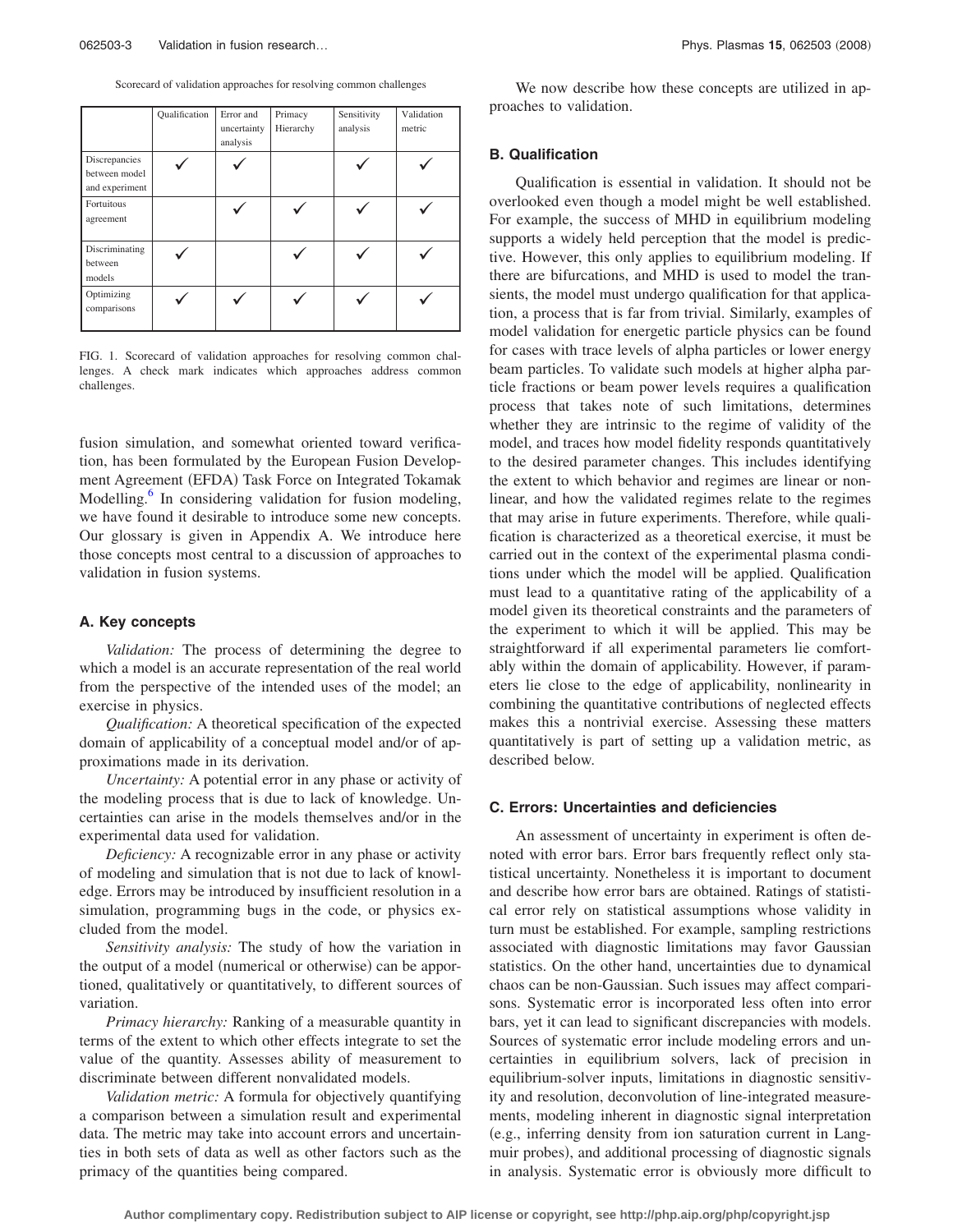Scorecard of validation approaches for resolving common challenges

| | Qualification | Error and uncertainty analysis | Primacy Hierarchy | Sensitivity analysis | Validation metric |
|---|---|---|---|---|---|
| Discrepancies between model and experiment | ✓ | ✓ | | ✓ | ✓ |
| Fortuitous agreement | | ✓ | ✓ | ✓ | ✓ |
| Discriminating between models | ✓ | | ✓ | ✓ | ✓ |
| Optimizing comparisons | ✓ | ✓ | ✓ | ✓ | ✓ |

FIG. 1. Scorecard of validation approaches for resolving common challenges. A check mark indicates which approaches address common challenges.

fusion simulation, and somewhat oriented toward verification, has been formulated by the European Fusion Development Agreement (EFDA) Task Force on Integrated Tokamak Modelling.[6] In considering validation for fusion modeling, we have found it desirable to introduce some new concepts. Our glossary is given in Appendix A. We introduce here those concepts most central to a discussion of approaches to validation in fusion systems.

### A. Key concepts

*Validation:* The process of determining the degree to which a model is an accurate representation of the real world from the perspective of the intended uses of the model; an exercise in physics.

*Qualification:* A theoretical specification of the expected domain of applicability of a conceptual model and/or of approximations made in its derivation.

*Uncertainty:* A potential error in any phase or activity of the modeling process that is due to lack of knowledge. Uncertainties can arise in the models themselves and/or in the experimental data used for validation.

*Deficiency:* A recognizable error in any phase or activity of modeling and simulation that is not due to lack of knowledge. Errors may be introduced by insufficient resolution in a simulation, programming bugs in the code, or physics excluded from the model.

*Sensitivity analysis:* The study of how the variation in the output of a model (numerical or otherwise) can be apportioned, qualitatively or quantitatively, to different sources of variation.

*Primacy hierarchy:* Ranking of a measurable quantity in terms of the extent to which other effects integrate to set the value of the quantity. Assesses ability of measurement to discriminate between different nonvalidated models.

*Validation metric:* A formula for objectively quantifying a comparison between a simulation result and experimental data. The metric may take into account errors and uncertainties in both sets of data as well as other factors such as the primacy of the quantities being compared.

We now describe how these concepts are utilized in approaches to validation.

### B. Qualification

Qualification is essential in validation. It should not be overlooked even though a model might be well established. For example, the success of MHD in equilibrium modeling supports a widely held perception that the model is predictive. However, this only applies to equilibrium modeling. If there are bifurcations, and MHD is used to model the transients, the model must undergo qualification for that application, a process that is far from trivial. Similarly, examples of model validation for energetic particle physics can be found for cases with trace levels of alpha particles or lower energy beam particles. To validate such models at higher alpha particle fractions or beam power levels requires a qualification process that takes note of such limitations, determines whether they are intrinsic to the regime of validity of the model, and traces how model fidelity responds quantitatively to the desired parameter changes. This includes identifying the extent to which behavior and regimes are linear or nonlinear, and how the validated regimes relate to the regimes that may arise in future experiments. Therefore, while qualification is characterized as a theoretical exercise, it must be carried out in the context of the experimental plasma conditions under which the model will be applied. Qualification must lead to a quantitative rating of the applicability of a model given its theoretical constraints and the parameters of the experiment to which it will be applied. This may be straightforward if all experimental parameters lie comfortably within the domain of applicability. However, if parameters lie close to the edge of applicability, nonlinearity in combining the quantitative contributions of neglected effects makes this a nontrivial exercise. Assessing these matters quantitatively is part of setting up a validation metric, as described below.

### C. Errors: Uncertainties and deficiencies

An assessment of uncertainty in experiment is often denoted with error bars. Error bars frequently reflect only statistical uncertainty. Nonetheless it is important to document and describe how error bars are obtained. Ratings of statistical error rely on statistical assumptions whose validity in turn must be established. For example, sampling restrictions associated with diagnostic limitations may favor Gaussian statistics. On the other hand, uncertainties due to dynamical chaos can be non-Gaussian. Such issues may affect comparisons. Systematic error is incorporated less often into error bars, yet it can lead to significant discrepancies with models. Sources of systematic error include modeling errors and uncertainties in equilibrium solvers, lack of precision in equilibrium-solver inputs, limitations in diagnostic sensitivity and resolution, deconvolution of line-integrated measurements, modeling inherent in diagnostic signal interpretation (e.g., inferring density from ion saturation current in Langmuir probes), and additional processing of diagnostic signals in analysis. Systematic error is obviously more difficult to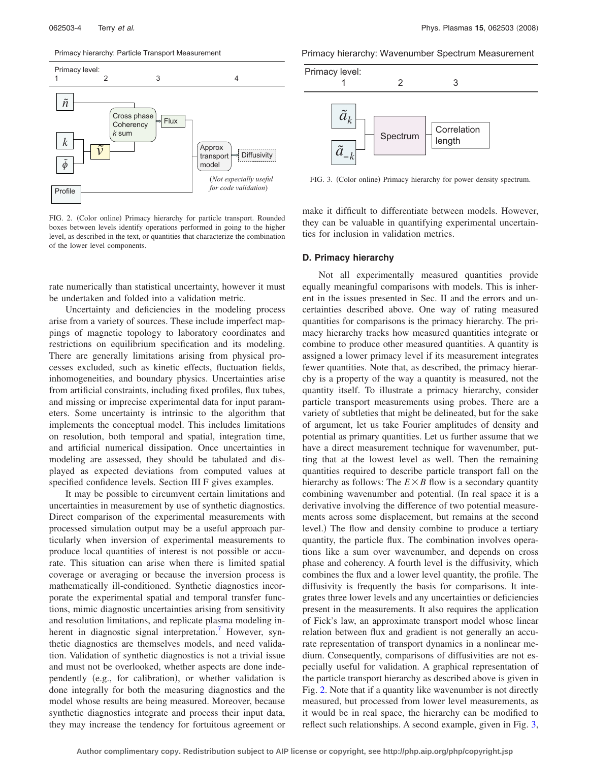Primacy hierarchy: Particle Transport Measurement

Primacy level:
1 2 3 4

$\tilde{n}$

$k$

$\tilde{\phi}$

$\tilde{v}$

Cross phase
Coherency
$k$ sum

Flux

Approx
transport
model

Diffusivity

(*Not especially useful for code validation*)

Profile

FIG. 2. (Color online) Primacy hierarchy for particle transport. Rounded boxes between levels identify operations performed in going to the higher level, as described in the text, or quantities that characterize the combination of the lower level components.

Primacy hierarchy: Wavenumber Spectrum Measurement

Primacy level:
1 2 3

$\tilde{a}_k$

$\tilde{a}_{-k}$

Spectrum

Correlation
length

FIG. 3. (Color online) Primacy hierarchy for power density spectrum.

rate numerically than statistical uncertainty, however it must be undertaken and folded into a validation metric.

Uncertainty and deficiencies in the modeling process arise from a variety of sources. These include imperfect mappings of magnetic topology to laboratory coordinates and restrictions on equilibrium specification and its modeling. There are generally limitations arising from physical processes excluded, such as kinetic effects, fluctuation fields, inhomogeneities, and boundary physics. Uncertainties arise from artificial constraints, including fixed profiles, flux tubes, and missing or imprecise experimental data for input parameters. Some uncertainty is intrinsic to the algorithm that implements the conceptual model. This includes limitations on resolution, both temporal and spatial, integration time, and artificial numerical dissipation. Once uncertainties in modeling are assessed, they should be tabulated and displayed as expected deviations from computed values at specified confidence levels. Section III F gives examples.

It may be possible to circumvent certain limitations and uncertainties in measurement by use of synthetic diagnostics. Direct comparison of the experimental measurements with processed simulation output may be a useful approach particularly when inversion of experimental measurements to produce local quantities of interest is not possible or accurate. This situation can arise when there is limited spatial coverage or averaging or because the inversion process is mathematically ill-conditioned. Synthetic diagnostics incorporate the experimental spatial and temporal transfer functions, mimic diagnostic uncertainties arising from sensitivity and resolution limitations, and replicate plasma modeling inherent in diagnostic signal interpretation.[7] However, synthetic diagnostics are themselves models, and need validation. Validation of synthetic diagnostics is not a trivial issue and must not be overlooked, whether aspects are done independently (e.g., for calibration), or whether validation is done integrally for both the measuring diagnostics and the model whose results are being measured. Moreover, because synthetic diagnostics integrate and process their input data, they may increase the tendency for fortuitous agreement or make it difficult to differentiate between models. However, they can be valuable in quantifying experimental uncertainties for inclusion in validation metrics.

### D. Primacy hierarchy

Not all experimentally measured quantities provide equally meaningful comparisons with models. This is inherent in the issues presented in Sec. II and the errors and uncertainties described above. One way of rating measured quantities for comparisons is the primacy hierarchy. The primacy hierarchy tracks how measured quantities integrate or combine to produce other measured quantities. A quantity is assigned a lower primacy level if its measurement integrates fewer quantities. Note that, as described, the primacy hierarchy is a property of the way a quantity is measured, not the quantity itself. To illustrate a primacy hierarchy, consider particle transport measurements using probes. There are a variety of subtleties that might be delineated, but for the sake of argument, let us take Fourier amplitudes of density and potential as primary quantities. Let us further assume that we have a direct measurement technique for wavenumber, putting that at the lowest level as well. Then the remaining quantities required to describe particle transport fall on the hierarchy as follows: The $E\times B$ flow is a secondary quantity combining wavenumber and potential. (In real space it is a derivative involving the difference of two potential measurements across some displacement, but remains at the second level.) The flow and density combine to produce a tertiary quantity, the particle flux. The combination involves operations like a sum over wavenumber, and depends on cross phase and coherency. A fourth level is the diffusivity, which combines the flux and a lower level quantity, the profile. The diffusivity is frequently the basis for comparisons. It integrates three lower levels and any uncertainties or deficiencies present in the measurements. It also requires the application of Fick's law, an approximate transport model whose linear relation between flux and gradient is not generally an accurate representation of transport dynamics in a nonlinear medium. Consequently, comparisons of diffusivities are not especially useful for validation. A graphical representation of the particle transport hierarchy as described above is given in Fig. 2. Note that if a quantity like wavenumber is not directly measured, but processed from lower level measurements, as it would be in real space, the hierarchy can be modified to reflect such relationships. A second example, given in Fig. 3,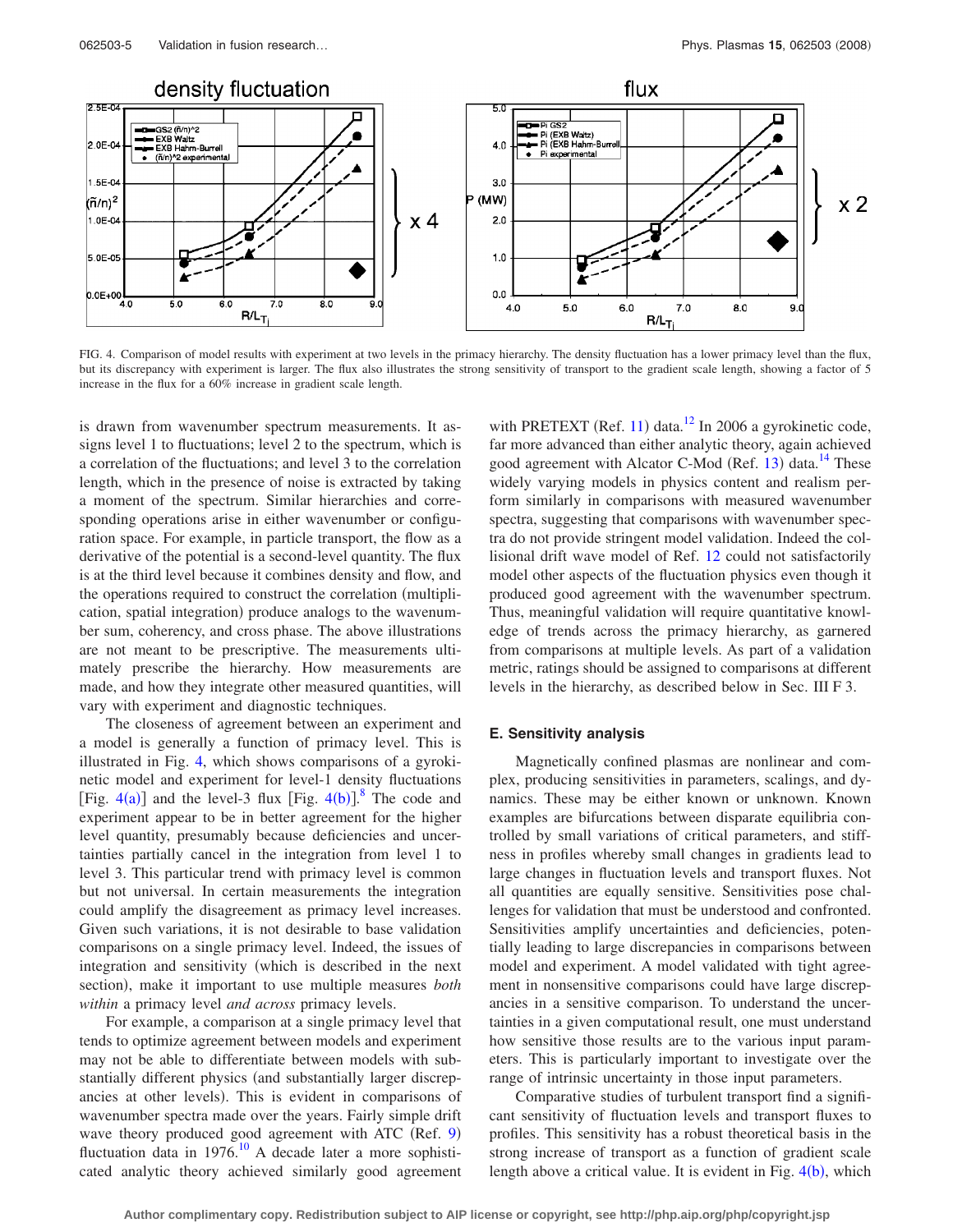FIG. 4. Comparison of model results with experiment at two levels in the primacy hierarchy. The density fluctuation has a lower primacy level than the flux, but its discrepancy with experiment is larger. The flux also illustrates the strong sensitivity of transport to the gradient scale length, showing a factor of 5 increase in the flux for a 60% increase in gradient scale length.

is drawn from wavenumber spectrum measurements. It assigns level 1 to fluctuations; level 2 to the spectrum, which is a correlation of the fluctuations; and level 3 to the correlation length, which in the presence of noise is extracted by taking a moment of the spectrum. Similar hierarchies and corresponding operations arise in either wavenumber or configuration space. For example, in particle transport, the flow as a derivative of the potential is a second-level quantity. The flux is at the third level because it combines density and flow, and the operations required to construct the correlation (multiplication, spatial integration) produce analogs to the wavenumber sum, coherency, and cross phase. The above illustrations are not meant to be prescriptive. The measurements ultimately prescribe the hierarchy. How measurements are made, and how they integrate other measured quantities, will vary with experiment and diagnostic techniques.

The closeness of agreement between an experiment and a model is generally a function of primacy level. This is illustrated in Fig. 4, which shows comparisons of a gyrokinetic model and experiment for level-1 density fluctuations [Fig. 4(a)] and the level-3 flux [Fig. 4(b)].[8] The code and experiment appear to be in better agreement for the higher level quantity, presumably because deficiencies and uncertainties partially cancel in the integration from level 1 to level 3. This particular trend with primacy level is common but not universal. In certain measurements the integration could amplify the disagreement as primacy level increases. Given such variations, it is not desirable to base validation comparisons on a single primacy level. Indeed, the issues of integration and sensitivity (which is described in the next section), make it important to use multiple measures *both within* a primacy level *and across* primacy levels.

For example, a comparison at a single primacy level that tends to optimize agreement between models and experiment may not be able to differentiate between models with substantially different physics (and substantially larger discrepancies at other levels). This is evident in comparisons of wavenumber spectra made over the years. Fairly simple drift wave theory produced good agreement with ATC (Ref. 9) fluctuation data in 1976.[10] A decade later a more sophisticated analytic theory achieved similarly good agreement with PRETEXT (Ref. 11) data.[12] In 2006 a gyrokinetic code, far more advanced than either analytic theory, again achieved good agreement with Alcator C-Mod (Ref. 13) data.[14] These widely varying models in physics content and realism perform similarly in comparisons with measured wavenumber spectra, suggesting that comparisons with wavenumber spectra do not provide stringent model validation. Indeed the collisional drift wave model of Ref. 12 could not satisfactorily model other aspects of the fluctuation physics even though it produced good agreement with the wavenumber spectrum. Thus, meaningful validation will require quantitative knowledge of trends across the primacy hierarchy, as garnered from comparisons at multiple levels. As part of a validation metric, ratings should be assigned to comparisons at different levels in the hierarchy, as described below in Sec. III F 3.

### E. Sensitivity analysis

Magnetically confined plasmas are nonlinear and complex, producing sensitivities in parameters, scalings, and dynamics. These may be either known or unknown. Known examples are bifurcations between disparate equilibria controlled by small variations of critical parameters, and stiffness in profiles whereby small changes in gradients lead to large changes in fluctuation levels and transport fluxes. Not all quantities are equally sensitive. Sensitivities pose challenges for validation that must be understood and confronted. Sensitivities amplify uncertainties and deficiencies, potentially leading to large discrepancies in comparisons between model and experiment. A model validated with tight agreement in nonsensitive comparisons could have large discrepancies in a sensitive comparison. To understand the uncertainties in a given computational result, one must understand how sensitive those results are to the various input parameters. This is particularly important to investigate over the range of intrinsic uncertainty in those input parameters.

Comparative studies of turbulent transport find a significant sensitivity of fluctuation levels and transport fluxes to profiles. This sensitivity has a robust theoretical basis in the strong increase of transport as a function of gradient scale length above a critical value. It is evident in Fig. 4(b), which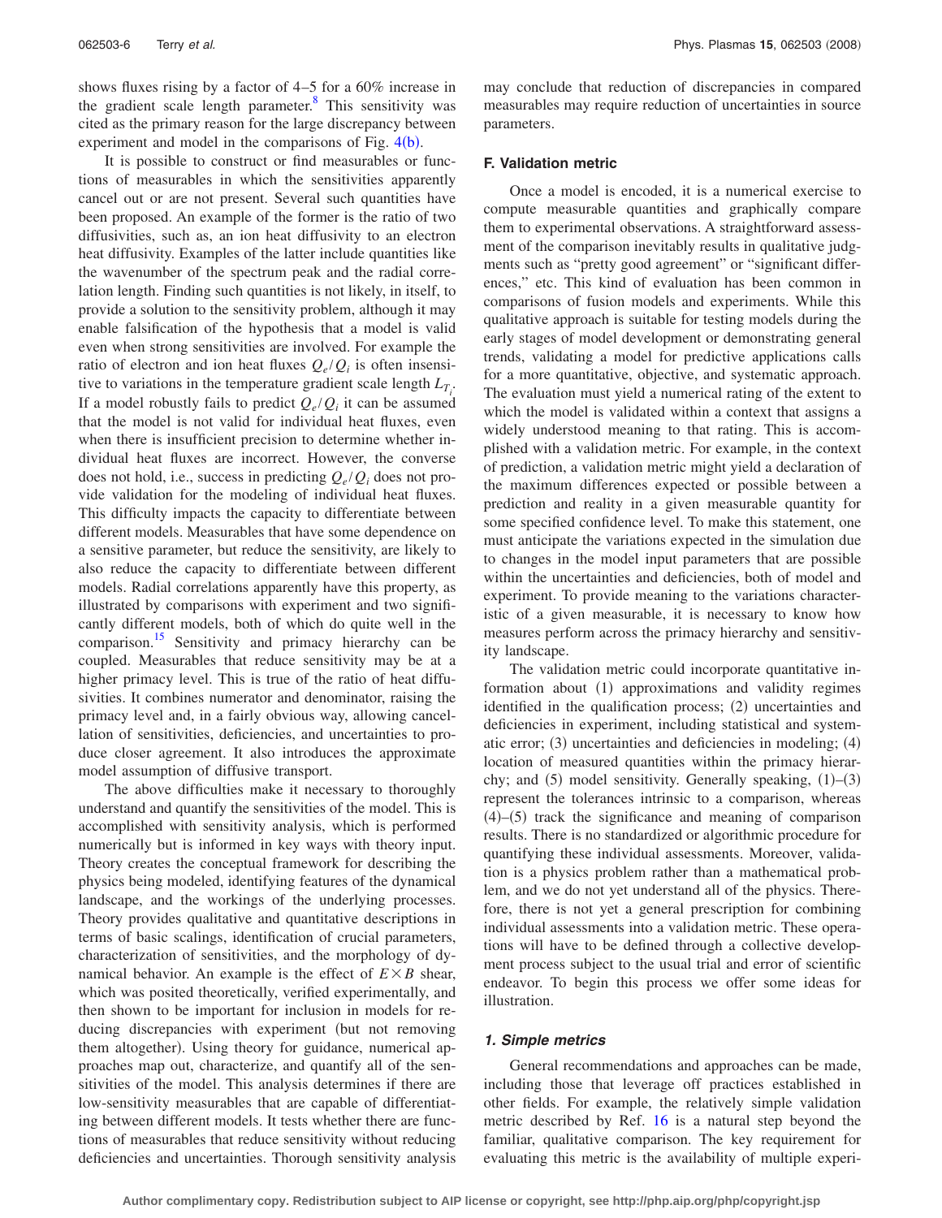shows fluxes rising by a factor of 4–5 for a 60% increase in the gradient scale length parameter.[8] This sensitivity was cited as the primary reason for the large discrepancy between experiment and model in the comparisons of Fig. 4(b).

It is possible to construct or find measurables or functions of measurables in which the sensitivities apparently cancel out or are not present. Several such quantities have been proposed. An example of the former is the ratio of two diffusivities, such as, an ion heat diffusivity to an electron heat diffusivity. Examples of the latter include quantities like the wavenumber of the spectrum peak and the radial correlation length. Finding such quantities is not likely, in itself, to provide a solution to the sensitivity problem, although it may enable falsification of the hypothesis that a model is valid even when strong sensitivities are involved. For example the ratio of electron and ion heat fluxes $Q_e/Q_i$ is often insensitive to variations in the temperature gradient scale length $L_{T_i}$. If a model robustly fails to predict $Q_e/Q_i$ it can be assumed that the model is not valid for individual heat fluxes, even when there is insufficient precision to determine whether individual heat fluxes are incorrect. However, the converse does not hold, i.e., success in predicting $Q_e/Q_i$ does not provide validation for the modeling of individual heat fluxes. This difficulty impacts the capacity to differentiate between different models. Measurables that have some dependence on a sensitive parameter, but reduce the sensitivity, are likely to also reduce the capacity to differentiate between different models. Radial correlations apparently have this property, as illustrated by comparisons with experiment and two significantly different models, both of which do quite well in the comparison.[15] Sensitivity and primacy hierarchy can be coupled. Measurables that reduce sensitivity may be at a higher primacy level. This is true of the ratio of heat diffusivities. It combines numerator and denominator, raising the primacy level and, in a fairly obvious way, allowing cancellation of sensitivities, deficiencies, and uncertainties to produce closer agreement. It also introduces the approximate model assumption of diffusive transport.

The above difficulties make it necessary to thoroughly understand and quantify the sensitivities of the model. This is accomplished with sensitivity analysis, which is performed numerically but is informed in key ways with theory input. Theory creates the conceptual framework for describing the physics being modeled, identifying features of the dynamical landscape, and the workings of the underlying processes. Theory provides qualitative and quantitative descriptions in terms of basic scalings, identification of crucial parameters, characterization of sensitivities, and the morphology of dynamical behavior. An example is the effect of $E\times B$ shear, which was posited theoretically, verified experimentally, and then shown to be important for inclusion in models for reducing discrepancies with experiment (but not removing them altogether). Using theory for guidance, numerical approaches map out, characterize, and quantify all of the sensitivities of the model. This analysis determines if there are low-sensitivity measurables that are capable of differentiating between different models. It tests whether there are functions of measurables that reduce sensitivity without reducing deficiencies and uncertainties. Thorough sensitivity analysis may conclude that reduction of discrepancies in compared measurables may require reduction of uncertainties in source parameters.

### F. Validation metric

Once a model is encoded, it is a numerical exercise to compute measurable quantities and graphically compare them to experimental observations. A straightforward assessment of the comparison inevitably results in qualitative judgments such as "pretty good agreement" or "significant differences," etc. This kind of evaluation has been common in comparisons of fusion models and experiments. While this qualitative approach is suitable for testing models during the early stages of model development or demonstrating general trends, validating a model for predictive applications calls for a more quantitative, objective, and systematic approach. The evaluation must yield a numerical rating of the extent to which the model is validated within a context that assigns a widely understood meaning to that rating. This is accomplished with a validation metric. For example, in the context of prediction, a validation metric might yield a declaration of the maximum differences expected or possible between a prediction and reality in a given measurable quantity for some specified confidence level. To make this statement, one must anticipate the variations expected in the simulation due to changes in the model input parameters that are possible within the uncertainties and deficiencies, both of model and experiment. To provide meaning to the variations characteristic of a given measurable, it is necessary to know how measures perform across the primacy hierarchy and sensitivity landscape.

The validation metric could incorporate quantitative information about (1) approximations and validity regimes identified in the qualification process; (2) uncertainties and deficiencies in experiment, including statistical and systematic error; (3) uncertainties and deficiencies in modeling; (4) location of measured quantities within the primacy hierarchy; and (5) model sensitivity. Generally speaking, (1)–(3) represent the tolerances intrinsic to a comparison, whereas (4)–(5) track the significance and meaning of comparison results. There is no standardized or algorithmic procedure for quantifying these individual assessments. Moreover, validation is a physics problem rather than a mathematical problem, and we do not yet understand all of the physics. Therefore, there is not yet a general prescription for combining individual assessments into a validation metric. These operations will have to be defined through a collective development process subject to the usual trial and error of scientific endeavor. To begin this process we offer some ideas for illustration.

#### 1. Simple metrics

General recommendations and approaches can be made, including those that leverage off practices established in other fields. For example, the relatively simple validation metric described by Ref. 16 is a natural step beyond the familiar, qualitative comparison. The key requirement for evaluating this metric is the availability of multiple experi-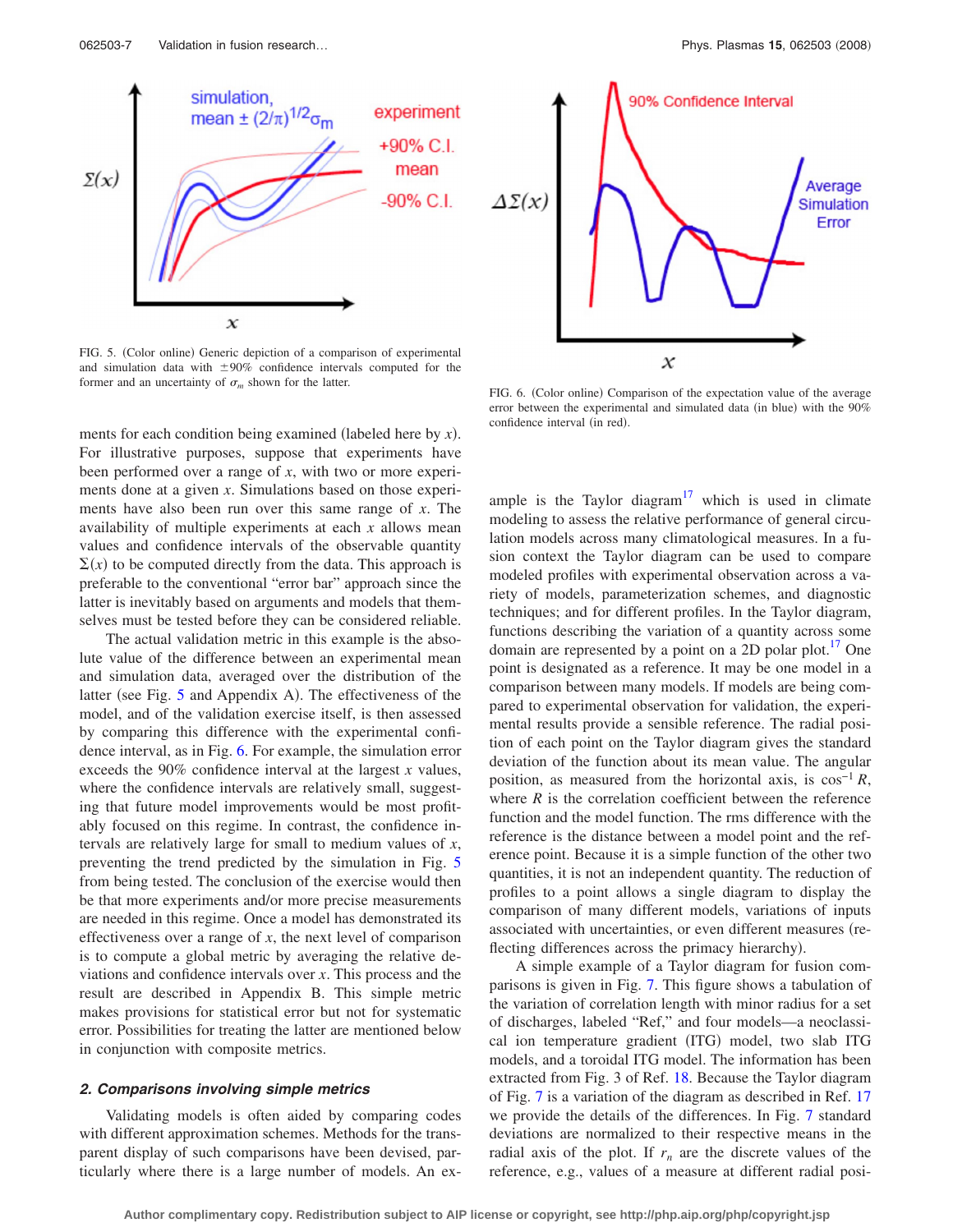FIG. 5. (Color online) Generic depiction of a comparison of experimental and simulation data with ±90% confidence intervals computed for the former and an uncertainty of $\sigma_m$ shown for the latter.

FIG. 6. (Color online) Comparison of the expectation value of the average error between the experimental and simulated data (in blue) with the 90% confidence interval (in red).

ments for each condition being examined (labeled here by $x$). For illustrative purposes, suppose that experiments have been performed over a range of $x$, with two or more experiments done at a given $x$. Simulations based on those experiments have also been run over this same range of $x$. The availability of multiple experiments at each $x$ allows mean values and confidence intervals of the observable quantity $\Sigma(x)$ to be computed directly from the data. This approach is preferable to the conventional "error bar" approach since the latter is inevitably based on arguments and models that themselves must be tested before they can be considered reliable.

The actual validation metric in this example is the absolute value of the difference between an experimental mean and simulation data, averaged over the distribution of the latter (see Fig. 5 and Appendix A). The effectiveness of the model, and of the validation exercise itself, is then assessed by comparing this difference with the experimental confidence interval, as in Fig. 6. For example, the simulation error exceeds the 90% confidence interval at the largest $x$ values, where the confidence intervals are relatively small, suggesting that future model improvements would be most profitably focused on this regime. In contrast, the confidence intervals are relatively large for small to medium values of $x$, preventing the trend predicted by the simulation in Fig. 5 from being tested. The conclusion of the exercise would then be that more experiments and/or more precise measurements are needed in this regime. Once a model has demonstrated its effectiveness over a range of $x$, the next level of comparison is to compute a global metric by averaging the relative deviations and confidence intervals over $x$. This process and the result are described in Appendix B. This simple metric makes provisions for statistical error but not for systematic error. Possibilities for treating the latter are mentioned below in conjunction with composite metrics.

### *2. Comparisons involving simple metrics*

Validating models is often aided by comparing codes with different approximation schemes. Methods for the transparent display of such comparisons have been devised, particularly where there is a large number of models. An example is the Taylor diagram[17] which is used in climate modeling to assess the relative performance of general circulation models across many climatological measures. In a fusion context the Taylor diagram can be used to compare modeled profiles with experimental observation across a variety of models, parameterization schemes, and diagnostic techniques; and for different profiles. In the Taylor diagram, functions describing the variation of a quantity across some domain are represented by a point on a 2D polar plot.[17] One point is designated as a reference. It may be one model in a comparison between many models. If models are being compared to experimental observation for validation, the experimental results provide a sensible reference. The radial position of each point on the Taylor diagram gives the standard deviation of the function about its mean value. The angular position, as measured from the horizontal axis, is $\cos^{-1} R$, where $R$ is the correlation coefficient between the reference function and the model function. The rms difference with the reference is the distance between a model point and the reference point. Because it is a simple function of the other two quantities, it is not an independent quantity. The reduction of profiles to a point allows a single diagram to display the comparison of many different models, variations of inputs associated with uncertainties, or even different measures (reflecting differences across the primacy hierarchy).

A simple example of a Taylor diagram for fusion comparisons is given in Fig. 7. This figure shows a tabulation of the variation of correlation length with minor radius for a set of discharges, labeled "Ref," and four models—a neoclassical ion temperature gradient (ITG) model, two slab ITG models, and a toroidal ITG model. The information has been extracted from Fig. 3 of Ref. 18. Because the Taylor diagram of Fig. 7 is a variation of the diagram as described in Ref. 17 we provide the details of the differences. In Fig. 7 standard deviations are normalized to their respective means in the radial axis of the plot. If $r_n$ are the discrete values of the reference, e.g., values of a measure at different radial posi-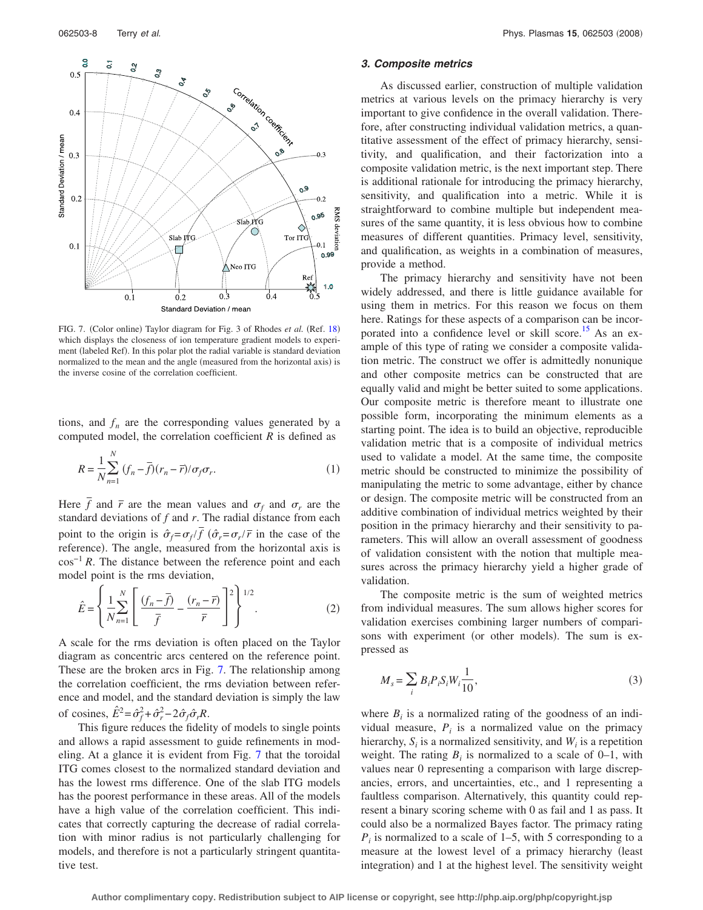FIG. 7. (Color online) Taylor diagram for Fig. 3 of Rhodes *et al.* (Ref. 18) which displays the closeness of ion temperature gradient models to experiment (labeled Ref). In this polar plot the radial variable is standard deviation normalized to the mean and the angle (measured from the horizontal axis) is the inverse cosine of the correlation coefficient.

tions, and $f_n$ are the corresponding values generated by a computed model, the correlation coefficient $R$ is defined as

$$R = \frac{1}{N}\sum_{n=1}^{N} (f_n - \bar{f})(r_n - \bar{r})/\sigma_f \sigma_r. \quad (1)$$

Here $\bar{f}$ and $\bar{r}$ are the mean values and $\sigma_f$ and $\sigma_r$ are the standard deviations of $f$ and $r$. The radial distance from each point to the origin is $\hat{\sigma}_f = \sigma_f/\bar{f}$ ($\hat{\sigma}_r = \sigma_r/\bar{r}$ in the case of the reference). The angle, measured from the horizontal axis is $\cos^{-1} R$. The distance between the reference point and each model point is the rms deviation,

$$\hat{E} = \left\{ \frac{1}{N}\sum_{n=1}^{N} \left[ \frac{(f_n - \bar{f})}{\bar{f}} - \frac{(r_n - \bar{r})}{\bar{r}} \right]^2 \right\}^{1/2}. \quad (2)$$

A scale for the rms deviation is often placed on the Taylor diagram as concentric arcs centered on the reference point. These are the broken arcs in Fig. 7. The relationship among the correlation coefficient, the rms deviation between reference and model, and the standard deviation is simply the law of cosines, $\hat{E}^2 = \hat{\sigma}_f^2 + \hat{\sigma}_r^2 - 2\hat{\sigma}_f\hat{\sigma}_r R$.

This figure reduces the fidelity of models to single points and allows a rapid assessment to guide refinements in modeling. At a glance it is evident from Fig. 7 that the toroidal ITG comes closest to the normalized standard deviation and has the lowest rms difference. One of the slab ITG models has the poorest performance in these areas. All of the models have a high value of the correlation coefficient. This indicates that correctly capturing the decrease of radial correlation with minor radius is not particularly challenging for models, and therefore is not a particularly stringent quantitative test.

### 3. Composite metrics

As discussed earlier, construction of multiple validation metrics at various levels on the primacy hierarchy is very important to give confidence in the overall validation. Therefore, after constructing individual validation metrics, a quantitative assessment of the effect of primacy hierarchy, sensitivity, and qualification, and their factorization into a composite validation metric, is the next important step. There is additional rationale for introducing the primacy hierarchy, sensitivity, and qualification into a metric. While it is straightforward to combine multiple but independent measures of the same quantity, it is less obvious how to combine measures of different quantities. Primacy level, sensitivity, and qualification, as weights in a combination of measures, provide a method.

The primacy hierarchy and sensitivity have not been widely addressed, and there is little guidance available for using them in metrics. For this reason we focus on them here. Ratings for these aspects of a comparison can be incorporated into a confidence level or skill score.[15] As an example of this type of rating we consider a composite validation metric. The construct we offer is admittedly nonunique and other composite metrics can be constructed that are equally valid and might be better suited to some applications. Our composite metric is therefore meant to illustrate one possible form, incorporating the minimum elements as a starting point. The idea is to build an objective, reproducible validation metric that is a composite of individual metrics used to validate a model. At the same time, the composite metric should be constructed to minimize the possibility of manipulating the metric to some advantage, either by chance or design. The composite metric will be constructed from an additive combination of individual metrics weighted by their position in the primacy hierarchy and their sensitivity to parameters. This will allow an overall assessment of goodness of validation consistent with the notion that multiple measures across the primacy hierarchy yield a higher grade of validation.

The composite metric is the sum of weighted metrics from individual measures. The sum allows higher scores for validation exercises combining larger numbers of comparisons with experiment (or other models). The sum is expressed as

$$M_s = \sum_i B_i P_i S_i W_i \frac{1}{10}, \quad (3)$$

where $B_i$ is a normalized rating of the goodness of an individual measure, $P_i$ is a normalized value on the primacy hierarchy, $S_i$ is a normalized sensitivity, and $W_i$ is a repetition weight. The rating $B_i$ is normalized to a scale of 0–1, with values near 0 representing a comparison with large discrepancies, errors, and uncertainties, etc., and 1 representing a faultless comparison. Alternatively, this quantity could represent a binary scoring scheme with 0 as fail and 1 as pass. It could also be a normalized Bayes factor. The primacy rating $P_i$ is normalized to a scale of 1–5, with 5 corresponding to a measure at the lowest level of a primacy hierarchy (least integration) and 1 at the highest level. The sensitivity weight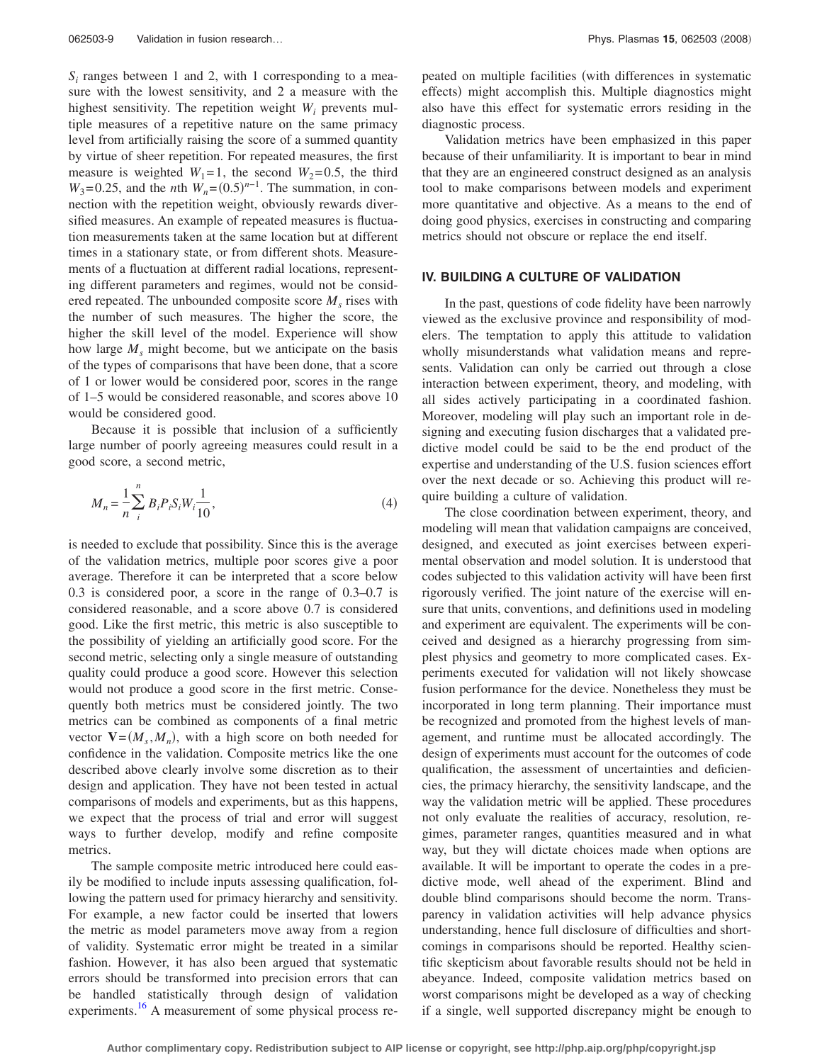$S_i$ ranges between 1 and 2, with 1 corresponding to a measure with the lowest sensitivity, and 2 a measure with the highest sensitivity. The repetition weight $W_i$ prevents multiple measures of a repetitive nature on the same primacy level from artificially raising the score of a summed quantity by virtue of sheer repetition. For repeated measures, the first measure is weighted $W_1=1$, the second $W_2=0.5$, the third $W_3=0.25$, and the $n$th $W_n=(0.5)^{n-1}$. The summation, in connection with the repetition weight, obviously rewards diversified measures. An example of repeated measures is fluctuation measurements taken at the same location but at different times in a stationary state, or from different shots. Measurements of a fluctuation at different radial locations, representing different parameters and regimes, would not be considered repeated. The unbounded composite score $M_s$ rises with the number of such measures. The higher the score, the higher the skill level of the model. Experience will show how large $M_s$ might become, but we anticipate on the basis of the types of comparisons that have been done, that a score of 1 or lower would be considered poor, scores in the range of 1–5 would be considered reasonable, and scores above 10 would be considered good.

Because it is possible that inclusion of a sufficiently large number of poorly agreeing measures could result in a good score, a second metric,

$$M_n = \frac{1}{n}\sum_{i}^{n} B_i P_i S_i W_i \frac{1}{10}, \tag{4}$$

is needed to exclude that possibility. Since this is the average of the validation metrics, multiple poor scores give a poor average. Therefore it can be interpreted that a score below 0.3 is considered poor, a score in the range of 0.3–0.7 is considered reasonable, and a score above 0.7 is considered good. Like the first metric, this metric is also susceptible to the possibility of yielding an artificially good score. For the second metric, selecting only a single measure of outstanding quality could produce a good score. However this selection would not produce a good score in the first metric. Consequently both metrics must be considered jointly. The two metrics can be combined as components of a final metric vector $\mathbf{V}=(M_s, M_n)$, with a high score on both needed for confidence in the validation. Composite metrics like the one described above clearly involve some discretion as to their design and application. They have not been tested in actual comparisons of models and experiments, but as this happens, we expect that the process of trial and error will suggest ways to further develop, modify and refine composite metrics.

The sample composite metric introduced here could easily be modified to include inputs assessing qualification, following the pattern used for primacy hierarchy and sensitivity. For example, a new factor could be inserted that lowers the metric as model parameters move away from a region of validity. Systematic error might be treated in a similar fashion. However, it has also been argued that systematic errors should be transformed into precision errors that can be handled statistically through design of validation experiments.[16] A measurement of some physical process repeated on multiple facilities (with differences in systematic effects) might accomplish this. Multiple diagnostics might also have this effect for systematic errors residing in the diagnostic process.

Validation metrics have been emphasized in this paper because of their unfamiliarity. It is important to bear in mind that they are an engineered construct designed as an analysis tool to make comparisons between models and experiment more quantitative and objective. As a means to the end of doing good physics, exercises in constructing and comparing metrics should not obscure or replace the end itself.

## IV. BUILDING A CULTURE OF VALIDATION

In the past, questions of code fidelity have been narrowly viewed as the exclusive province and responsibility of modelers. The temptation to apply this attitude to validation wholly misunderstands what validation means and represents. Validation can only be carried out through a close interaction between experiment, theory, and modeling, with all sides actively participating in a coordinated fashion. Moreover, modeling will play such an important role in designing and executing fusion discharges that a validated predictive model could be said to be the end product of the expertise and understanding of the U.S. fusion sciences effort over the next decade or so. Achieving this product will require building a culture of validation.

The close coordination between experiment, theory, and modeling will mean that validation campaigns are conceived, designed, and executed as joint exercises between experimental observation and model solution. It is understood that codes subjected to this validation activity will have been first rigorously verified. The joint nature of the exercise will ensure that units, conventions, and definitions used in modeling and experiment are equivalent. The experiments will be conceived and designed as a hierarchy progressing from simplest physics and geometry to more complicated cases. Experiments executed for validation will not likely showcase fusion performance for the device. Nonetheless they must be incorporated in long term planning. Their importance must be recognized and promoted from the highest levels of management, and runtime must be allocated accordingly. The design of experiments must account for the outcomes of code qualification, the assessment of uncertainties and deficiencies, the primacy hierarchy, the sensitivity landscape, and the way the validation metric will be applied. These procedures not only evaluate the realities of accuracy, resolution, regimes, parameter ranges, quantities measured and in what way, but they will dictate choices made when options are available. It will be important to operate the codes in a predictive mode, well ahead of the experiment. Blind and double blind comparisons should become the norm. Transparency in validation activities will help advance physics understanding, hence full disclosure of difficulties and shortcomings in comparisons should be reported. Healthy scientific skepticism about favorable results should not be held in abeyance. Indeed, composite validation metrics based on worst comparisons might be developed as a way of checking if a single, well supported discrepancy might be enough to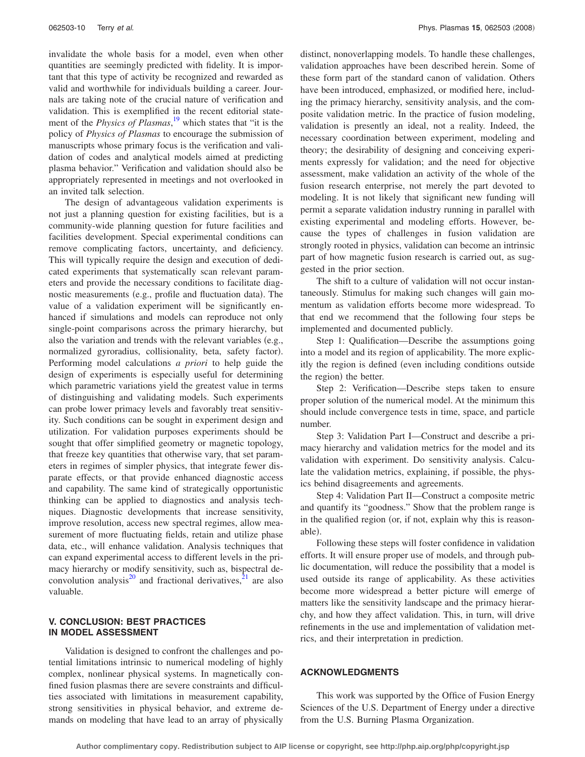invalidate the whole basis for a model, even when other quantities are seemingly predicted with fidelity. It is important that this type of activity be recognized and rewarded as valid and worthwhile for individuals building a career. Journals are taking note of the crucial nature of verification and validation. This is exemplified in the recent editorial statement of the *Physics of Plasmas*,[19] which states that "it is the policy of *Physics of Plasmas* to encourage the submission of manuscripts whose primary focus is the verification and validation of codes and analytical models aimed at predicting plasma behavior." Verification and validation should also be appropriately represented in meetings and not overlooked in an invited talk selection.

The design of advantageous validation experiments is not just a planning question for existing facilities, but is a community-wide planning question for future facilities and facilities development. Special experimental conditions can remove complicating factors, uncertainty, and deficiency. This will typically require the design and execution of dedicated experiments that systematically scan relevant parameters and provide the necessary conditions to facilitate diagnostic measurements (e.g., profile and fluctuation data). The value of a validation experiment will be significantly enhanced if simulations and models can reproduce not only single-point comparisons across the primary hierarchy, but also the variation and trends with the relevant variables (e.g., normalized gyroradius, collisionality, beta, safety factor). Performing model calculations *a priori* to help guide the design of experiments is especially useful for determining which parametric variations yield the greatest value in terms of distinguishing and validating models. Such experiments can probe lower primacy levels and favorably treat sensitivity. Such conditions can be sought in experiment design and utilization. For validation purposes experiments should be sought that offer simplified geometry or magnetic topology, that freeze key quantities that otherwise vary, that set parameters in regimes of simpler physics, that integrate fewer disparate effects, or that provide enhanced diagnostic access and capability. The same kind of strategically opportunistic thinking can be applied to diagnostics and analysis techniques. Diagnostic developments that increase sensitivity, improve resolution, access new spectral regimes, allow measurement of more fluctuating fields, retain and utilize phase data, etc., will enhance validation. Analysis techniques that can expand experimental access to different levels in the primacy hierarchy or modify sensitivity, such as, bispectral deconvolution analysis[20] and fractional derivatives,[21] are also valuable.

## V. CONCLUSION: BEST PRACTICES IN MODEL ASSESSMENT

Validation is designed to confront the challenges and potential limitations intrinsic to numerical modeling of highly complex, nonlinear physical systems. In magnetically confined fusion plasmas there are severe constraints and difficulties associated with limitations in measurement capability, strong sensitivities in physical behavior, and extreme demands on modeling that have lead to an array of physically distinct, nonoverlapping models. To handle these challenges, validation approaches have been described herein. Some of these form part of the standard canon of validation. Others have been introduced, emphasized, or modified here, including the primacy hierarchy, sensitivity analysis, and the composite validation metric. In the practice of fusion modeling, validation is presently an ideal, not a reality. Indeed, the necessary coordination between experiment, modeling and theory; the desirability of designing and conceiving experiments expressly for validation; and the need for objective assessment, make validation an activity of the whole of the fusion research enterprise, not merely the part devoted to modeling. It is not likely that significant new funding will permit a separate validation industry running in parallel with existing experimental and modeling efforts. However, because the types of challenges in fusion validation are strongly rooted in physics, validation can become an intrinsic part of how magnetic fusion research is carried out, as suggested in the prior section.

The shift to a culture of validation will not occur instantaneously. Stimulus for making such changes will gain momentum as validation efforts become more widespread. To that end we recommend that the following four steps be implemented and documented publicly.

Step 1: Qualification—Describe the assumptions going into a model and its region of applicability. The more explicitly the region is defined (even including conditions outside the region) the better.

Step 2: Verification—Describe steps taken to ensure proper solution of the numerical model. At the minimum this should include convergence tests in time, space, and particle number.

Step 3: Validation Part I—Construct and describe a primacy hierarchy and validation metrics for the model and its validation with experiment. Do sensitivity analysis. Calculate the validation metrics, explaining, if possible, the physics behind disagreements and agreements.

Step 4: Validation Part II—Construct a composite metric and quantify its "goodness." Show that the problem range is in the qualified region (or, if not, explain why this is reasonable).

Following these steps will foster confidence in validation efforts. It will ensure proper use of models, and through public documentation, will reduce the possibility that a model is used outside its range of applicability. As these activities become more widespread a better picture will emerge of matters like the sensitivity landscape and the primacy hierarchy, and how they affect validation. This, in turn, will drive refinements in the use and implementation of validation metrics, and their interpretation in prediction.

## ACKNOWLEDGMENTS

This work was supported by the Office of Fusion Energy Sciences of the U.S. Department of Energy under a directive from the U.S. Burning Plasma Organization.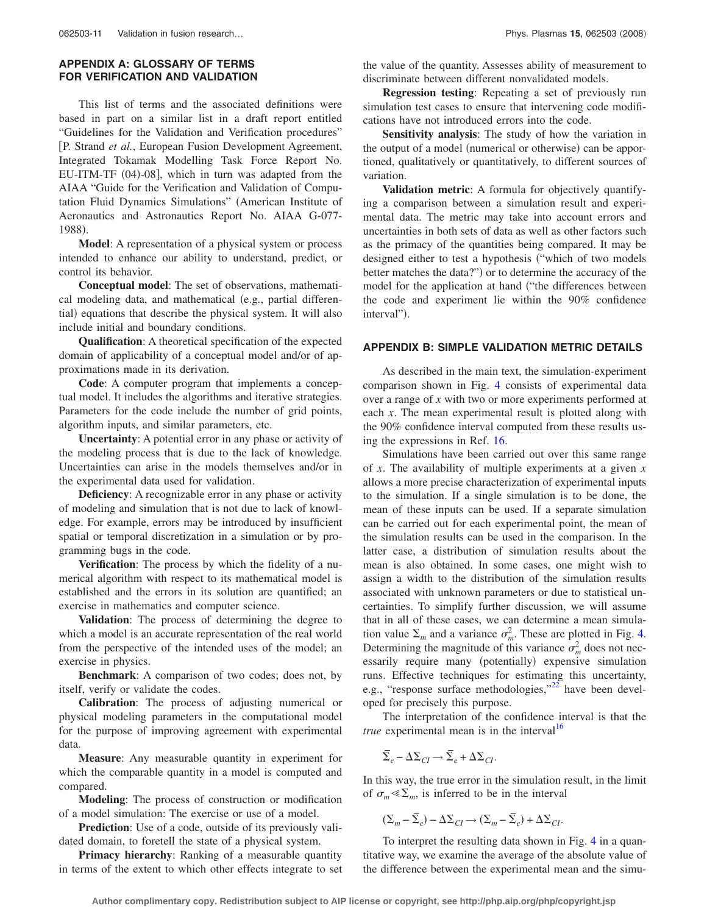## APPENDIX A: GLOSSARY OF TERMS FOR VERIFICATION AND VALIDATION

This list of terms and the associated definitions were based in part on a similar list in a draft report entitled "Guidelines for the Validation and Verification procedures" [P. Strand *et al.*, European Fusion Development Agreement, Integrated Tokamak Modelling Task Force Report No. EU-ITM-TF (04)-08], which in turn was adapted from the AIAA "Guide for the Verification and Validation of Computation Fluid Dynamics Simulations" (American Institute of Aeronautics and Astronautics Report No. AIAA G-077-1988).

**Model**: A representation of a physical system or process intended to enhance our ability to understand, predict, or control its behavior.

**Conceptual model**: The set of observations, mathematical modeling data, and mathematical (e.g., partial differential) equations that describe the physical system. It will also include initial and boundary conditions.

**Qualification**: A theoretical specification of the expected domain of applicability of a conceptual model and/or of approximations made in its derivation.

**Code**: A computer program that implements a conceptual model. It includes the algorithms and iterative strategies. Parameters for the code include the number of grid points, algorithm inputs, and similar parameters, etc.

**Uncertainty**: A potential error in any phase or activity of the modeling process that is due to the lack of knowledge. Uncertainties can arise in the models themselves and/or in the experimental data used for validation.

**Deficiency**: A recognizable error in any phase or activity of modeling and simulation that is not due to lack of knowledge. For example, errors may be introduced by insufficient spatial or temporal discretization in a simulation or by programming bugs in the code.

**Verification**: The process by which the fidelity of a numerical algorithm with respect to its mathematical model is established and the errors in its solution are quantified; an exercise in mathematics and computer science.

**Validation**: The process of determining the degree to which a model is an accurate representation of the real world from the perspective of the intended uses of the model; an exercise in physics.

**Benchmark**: A comparison of two codes; does not, by itself, verify or validate the codes.

**Calibration**: The process of adjusting numerical or physical modeling parameters in the computational model for the purpose of improving agreement with experimental data.

**Measure**: Any measurable quantity in experiment for which the comparable quantity in a model is computed and compared.

**Modeling**: The process of construction or modification of a model simulation: The exercise or use of a model.

**Prediction**: Use of a code, outside of its previously validated domain, to foretell the state of a physical system.

**Primacy hierarchy**: Ranking of a measurable quantity in terms of the extent to which other effects integrate to set the value of the quantity. Assesses ability of measurement to discriminate between different nonvalidated models.

**Regression testing**: Repeating a set of previously run simulation test cases to ensure that intervening code modifications have not introduced errors into the code.

**Sensitivity analysis**: The study of how the variation in the output of a model (numerical or otherwise) can be apportioned, qualitatively or quantitatively, to different sources of variation.

**Validation metric**: A formula for objectively quantifying a comparison between a simulation result and experimental data. The metric may take into account errors and uncertainties in both sets of data as well as other factors such as the primacy of the quantities being compared. It may be designed either to test a hypothesis ("which of two models better matches the data?") or to determine the accuracy of the model for the application at hand ("the differences between the code and experiment lie within the 90% confidence interval").

## APPENDIX B: SIMPLE VALIDATION METRIC DETAILS

As described in the main text, the simulation-experiment comparison shown in Fig. 4 consists of experimental data over a range of $x$ with two or more experiments performed at each $x$. The mean experimental result is plotted along with the 90% confidence interval computed from these results using the expressions in Ref. 16.

Simulations have been carried out over this same range of $x$. The availability of multiple experiments at a given $x$ allows a more precise characterization of experimental inputs to the simulation. If a single simulation is to be done, the mean of these inputs can be used. If a separate simulation can be carried out for each experimental point, the mean of the simulation results can be used in the comparison. In the latter case, a distribution of simulation results about the mean is also obtained. In some cases, one might wish to assign a width to the distribution of the simulation results associated with unknown parameters or due to statistical uncertainties. To simplify further discussion, we will assume that in all of these cases, we can determine a mean simulation value $\Sigma_m$ and a variance $\sigma_m^2$. These are plotted in Fig. 4. Determining the magnitude of this variance $\sigma_m^2$ does not necessarily require many (potentially) expensive simulation runs. Effective techniques for estimating this uncertainty, e.g., "response surface methodologies,"[22] have been developed for precisely this purpose.

The interpretation of the confidence interval is that the *true* experimental mean is in the interval[16]

$$\bar{\Sigma}_e - \Delta\Sigma_{CI} \rightarrow \bar{\Sigma}_e + \Delta\Sigma_{CI}.$$

In this way, the true error in the simulation result, in the limit of $\sigma_m \ll \Sigma_m$, is inferred to be in the interval

$$(\Sigma_m - \bar{\Sigma}_e) - \Delta\Sigma_{CI} \rightarrow (\Sigma_m - \bar{\Sigma}_e) + \Delta\Sigma_{CI}.$$

To interpret the resulting data shown in Fig. 4 in a quantitative way, we examine the average of the absolute value of the difference between the experimental mean and the simu-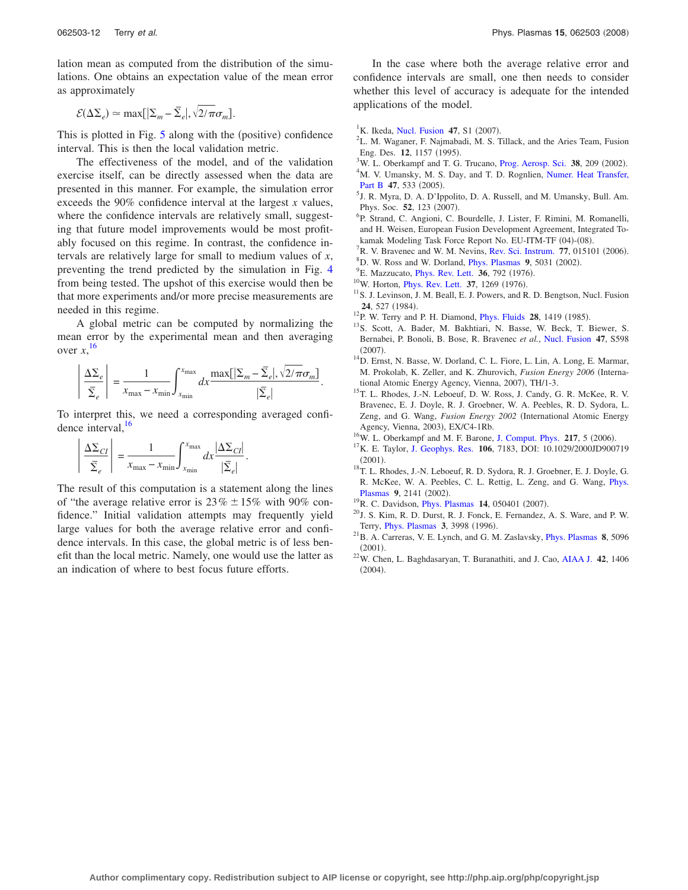lation mean as computed from the distribution of the simulations. One obtains an expectation value of the mean error as approximately

$$\mathcal{E}(\Delta\Sigma_e) \simeq \max[|\Sigma_m - \bar{\Sigma}_e|, \sqrt{2/\pi}\sigma_m].$$

This is plotted in Fig. 5 along with the (positive) confidence interval. This is then the local validation metric.

The effectiveness of the model, and of the validation exercise itself, can be directly assessed when the data are presented in this manner. For example, the simulation error exceeds the 90% confidence interval at the largest $x$ values, where the confidence intervals are relatively small, suggesting that future model improvements would be most profitably focused on this regime. In contrast, the confidence intervals are relatively large for small to medium values of $x$, preventing the trend predicted by the simulation in Fig. 4 from being tested. The upshot of this exercise would then be that more experiments and/or more precise measurements are needed in this regime.

A global metric can be computed by normalizing the mean error by the experimental mean and then averaging over $x$,[16]

$$\left|\frac{\Delta\Sigma_e}{\bar{\Sigma}_e}\right| = \frac{1}{x_{\max} - x_{\min}} \int_{x_{\min}}^{x_{\max}} dx \frac{\max[|\Sigma_m - \bar{\Sigma}_e|, \sqrt{2/\pi}\sigma_m]}{|\bar{\Sigma}_e|}.$$

To interpret this, we need a corresponding averaged confidence interval,[16]

$$\left|\frac{\Delta\Sigma_{CI}}{\bar{\Sigma}_e}\right| = \frac{1}{x_{\max} - x_{\min}} \int_{x_{\min}}^{x_{\max}} dx \frac{|\Delta\Sigma_{CI}|}{|\bar{\Sigma}_e|}.$$

The result of this computation is a statement along the lines of "the average relative error is 23% ± 15% with 90% confidence." Initial validation attempts may frequently yield large values for both the average relative error and confidence intervals. In this case, the global metric is of less benefit than the local metric. Namely, one would use the latter as an indication of where to best focus future efforts.

In the case where both the average relative error and confidence intervals are small, one then needs to consider whether this level of accuracy is adequate for the intended applications of the model.

[1] K. Ikeda, Nucl. Fusion **47**, S1 (2007).
[2] L. M. Waganer, F. Najmabadi, M. S. Tillack, and the Aries Team, Fusion Eng. Des. **12**, 1157 (1995).
[3] W. L. Oberkampf and T. G. Trucano, Prog. Aerosp. Sci. **38**, 209 (2002).
[4] M. V. Umansky, M. S. Day, and T. D. Rognlien, Numer. Heat Transfer, Part B **47**, 533 (2005).
[5] J. R. Myra, D. A. D'Ippolito, D. A. Russell, and M. Umansky, Bull. Am. Phys. Soc. **52**, 123 (2007).
[6] P. Strand, C. Angioni, C. Bourdelle, J. Lister, F. Rimini, M. Romanelli, and H. Weisen, European Fusion Development Agreement, Integrated Tokamak Modeling Task Force Report No. EU-ITM-TF (04)-(08).
[7] R. V. Bravenec and W. M. Nevins, Rev. Sci. Instrum. **77**, 015101 (2006).
[8] D. W. Ross and W. Dorland, Phys. Plasmas **9**, 5031 (2002).
[9] E. Mazzucato, Phys. Rev. Lett. **36**, 792 (1976).
[10] W. Horton, Phys. Rev. Lett. **37**, 1269 (1976).
[11] S. J. Levinson, J. M. Beall, E. J. Powers, and R. D. Bengtson, Nucl. Fusion **24**, 527 (1984).
[12] P. W. Terry and P. H. Diamond, Phys. Fluids **28**, 1419 (1985).
[13] S. Scott, A. Bader, M. Bakhtiari, N. Basse, W. Beck, T. Biewer, S. Bernabei, P. Bonoli, B. Bose, R. Bravenec *et al.*, Nucl. Fusion **47**, S598 (2007).
[14] D. Ernst, N. Basse, W. Dorland, C. L. Fiore, L. Lin, A. Long, E. Marmar, M. Prokolab, K. Zeller, and K. Zhurovich, *Fusion Energy 2006* (International Atomic Energy Agency, Vienna, 2007), TH/1-3.
[15] T. L. Rhodes, J.-N. Leboeuf, D. W. Ross, J. Candy, G. R. McKee, R. V. Bravenec, E. J. Doyle, R. J. Groebner, W. A. Peebles, R. D. Sydora, L. Zeng, and G. Wang, *Fusion Energy 2002* (International Atomic Energy Agency, Vienna, 2003), EX/C4-1Rb.
[16] W. L. Oberkampf and M. F. Barone, J. Comput. Phys. **217**, 5 (2006).
[17] K. E. Taylor, J. Geophys. Res. **106**, 7183, DOI: 10.1029/2000JD900719 (2001).
[18] T. L. Rhodes, J.-N. Leboeuf, R. D. Sydora, R. J. Groebner, E. J. Doyle, G. R. McKee, W. A. Peebles, C. L. Rettig, L. Zeng, and G. Wang, Phys. Plasmas **9**, 2141 (2002).
[19] R. C. Davidson, Phys. Plasmas **14**, 050401 (2007).
[20] J. S. Kim, R. D. Durst, R. J. Fonck, E. Fernandez, A. S. Ware, and P. W. Terry, Phys. Plasmas **3**, 3998 (1996).
[21] B. A. Carreras, V. E. Lynch, and G. M. Zaslavsky, Phys. Plasmas **8**, 5096 (2001).
[22] W. Chen, L. Baghdasaryan, T. Buranathiti, and J. Cao, AIAA J. **42**, 1406 (2004).